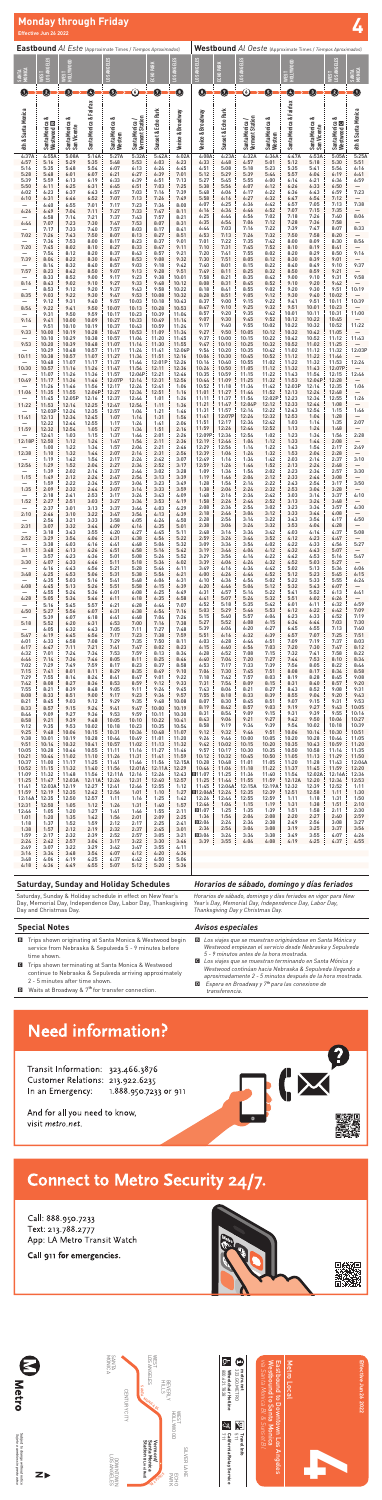# Monday through Friday

Effective Jun 26 2022

| Eastbound *Al Este* (Approximate Times / *Tiempos Aproximados*) | | | | | | | Westbound *Al Oeste* (Approximate Times / *Tiempos Aproximados*) | | | | | | |
|---|---|---|---|---|---|---|---|---|---|---|---|---|---|
| 1 | 2 | 3 | 4 | 5 | 6 | 7 | 7 | 6 | 5 | 4 | 3 | 2 | 1 |
| 4th & Santa Monica | Santa Monica & Westwood | Santa Monica & Fairfax | Santa Monica & Western | Santa Monica & Vermont Station | Sunset & Echo Park | Venice & Broadway | Venice & Broadway | Sunset & Echo Park | Santa Monica & Vermont Station | Santa Monica & Western | Santa Monica & Fairfax | Santa Monica & Westwood | 4th & Santa Monica |
| 4:37A | 4:55A | 5:08A | 5:14A | 5:27A | 5:32A | 5:42A | 4:06A | 4:23A | 4:32A | 4:36A | 4:47A | 4:53A | 5:05A |
| 4:57 | 5:16 | 5:29 | 5:35 | 5:48 | 5:53 | 6:04 | 4:33 | 4:50 | 5:00 | 5:04 | 5:15 | 5:21 | 5:34 |
| 5:28 | 5:48 | 6:01 | 6:07 | 6:21 | 6:27 | 6:39 | 5:03 | 5:20 | 5:30 | 5:34 | 5:46 | 5:52 | 6:05 |
| 5:39 | 5:59 | 6:13 | 6:19 | 6:33 | 6:39 | 6:51 | 5:18 | 5:35 | 5:45 | 5:50 | 6:02 | 6:08 | 6:22 |
| 5:50 | 6:11 | 6:25 | 6:31 | 6:45 | 6:51 | 7:03 | 5:33 | 5:51 | 6:01 | 6:06 | 6:18 | 6:24 | 6:38 |
| 6:02 | 6:23 | 6:37 | 6:43 | 6:57 | 7:03 | 7:16 | 5:48 | 6:06 | 6:17 | 6:22 | 6:34 | 6:40 | 6:55 |
| 6:10 | 6:31 | 6:46 | 6:52 | 7:07 | 7:13 | 7:26 | 6:01 | 6:19 | 6:31 | 6:36 | 6:49 | 6:56 | 7:12 |
| — | 6:40 | 6:55 | 7:01 | 7:17 | 7:23 | 7:36 | 6:13 | 6:32 | 6:44 | 6:49 | 7:03 | 7:10 | 7:27 |
| 6:26 | 6:49 | 7:04 | 7:11 | 7:27 | 7:33 | 7:47 | 6:25 | 6:44 | 6:57 | 7:03 | 7:17 | 7:24 | 7:42 |
| — | 6:58 | 7:14 | 7:21 | 7:37 | 7:43 | 7:57 | 6:36 | 6:56 | 7:09 | 7:15 | 7:30 | 7:37 | 7:56 |
| 6:46 | 7:07 | 7:23 | 7:30 | 7:47 | 7:53 | 8:07 | 6:47 | 7:07 | 7:21 | 7:27 | 7:43 | 7:50 | 8:10 |
| — | 7:17 | 7:33 | 7:40 | 7:57 | 8:03 | 8:17 | 6:58 | 7:18 | 7:32 | 7:38 | 7:55 | 8:02 | 8:23 |
| 7:02 | 7:26 | 7:43 | 7:50 | 8:07 | 8:13 | 8:27 | 7:09 | 7:29 | 7:43 | 7:49 | 8:07 | 8:14 | 8:36 |
| — | 7:36 | 7:53 | 8:00 | 8:17 | 8:23 | 8:37 | 7:20 | 7:40 | 7:54 | 8:00 | 8:18 | 8:25 | 8:48 |
| 7:20 | 7:45 | 8:02 | 8:10 | 8:27 | 8:33 | 8:47 | 7:31 | 7:51 | 8:05 | 8:11 | 8:29 | 8:36 | 9:00 |
| — | 7:54 | 8:12 | 8:20 | 8:37 | 8:43 | 8:57 | 7:42 | 8:02 | 8:16 | 8:22 | 8:40 | 8:47 | 9:12 |
| 7:39 | 8:04 | 8:22 | 8:30 | 8:47 | 8:53 | 9:07 | 7:53 | 8:13 | 8:27 | 8:33 | 8:51 | 8:58 | 9:24 |
| — | 8:13 | 8:32 | 8:40 | 8:57 | 9:03 | 9:17 | 8:04 | 8:24 | 8:38 | 8:44 | 9:02 | 9:09 | 9:35 |
| 7:57 | 8:23 | 8:42 | 8:50 | 9:07 | 9:13 | 9:27 | 8:15 | 8:35 | 8:49 | 8:55 | 9:13 | 9:20 | 9:46 |
| — | 8:33 | 8:52 | 9:00 | 9:17 | 9:23 | 9:37 | 8:27 | 8:47 | 9:01 | 9:07 | 9:25 | 9:32 | 9:58 |
| 8:16 | 8:43 | 9:02 | 9:10 | 9:27 | 9:33 | 9:47 | 8:39 | 8:59 | 9:13 | 9:19 | 9:37 | 9:44 | 10:10 |
| — | 8:53 | 9:12 | 9:20 | 9:37 | 9:43 | 9:57 | 8:51 | 9:11 | 9:25 | 9:31 | 9:49 | 9:56 | 10:22 |
| 8:35 | 9:03 | 9:22 | 9:30 | 9:47 | 9:53 | 10:07 | 9:03 | 9:23 | 9:37 | 9:43 | 10:01 | 10:08 | 10:34 |
| — | 9:12 | 9:31 | 9:39 | 9:57 | 10:03 | 10:17 | 9:15 | 9:35 | 9:49 | 9:55 | 10:13 | 10:20 | 10:46 |
| 8:54 | 9:22 | 9:41 | 9:49 | 10:07 | 10:13 | 10:27 | 9:27 | 9:47 | 10:01 | 10:07 | 10:25 | 10:32 | 10:58 |
| — | 9:31 | 9:50 | 9:59 | 10:17 | 10:23 | 10:37 | 9:39 | 9:59 | 10:13 | 10:19 | 10:37 | 10:44 | 11:10 |
| 9:14 | 9:41 | 10:00 | 10:09 | 10:27 | 10:33 | 10:47 | 9:51 | 10:11 | 10:25 | 10:31 | 10:49 | 10:56 | 11:22 |
| — | 9:51 | 10:10 | 10:19 | 10:37 | 10:43 | 10:57 | 10:03 | 10:23 | 10:37 | 10:43 | 11:01 | 11:08 | 11:34 |
| 9:33 | 10:00 | 10:19 | 10:28 | 10:47 | 10:53 | 11:07 | 10:15 | 10:35 | 10:49 | 10:55 | 11:13 | 11:20 | 11:46 |
| — | 10:10 | 10:29 | 10:38 | 10:57 | 11:03 | 11:17 | 10:27 | 10:47 | 11:01 | 11:07 | 11:25 | 11:32 | 11:58 |
| 9:53 | 10:20 | 10:39 | 10:48 | 11:07 | 11:13 | 11:27 | 10:39 | 10:59 | 11:13 | 11:19 | 11:37 | 11:44 | 12:10P |
| — | 10:29 | 10:48 | 10:58 | 11:17 | 11:23 | 11:37 | 10:51 | 11:11 | 11:25 | 11:31 | 11:49 | 11:56 | 12:22 |
| 10:13 | 10:38 | 10:57 | 11:07 | 11:27 | 11:33 | 11:47 | 11:03 | 11:23 | 11:37 | 11:43 | 12:01P | 12:08P | 12:34 |
| — | 10:48 | 11:07 | 11:17 | 11:37 | 11:43 | 11:57 | 11:15 | 11:35 | 11:49 | 11:55 | 12:13 | 12:20 | 12:46 |
| 10:30 | 10:57 | 11:16 | 11:26 | 11:47 | 11:53 | 12:07P | 11:27 | 11:47 | 12:01P | 12:07P | 12:25 | 12:32 | 12:58 |
| — | 11:06 | 11:26 | 11:36 | 11:57 | 12:03P | 12:17 | 11:39 | 11:59 | 12:13 | 12:19 | 12:37 | 12:44 | 1:10 |
| 10:49 | 11:17 | 11:36 | 11:46 | 12:07P | 12:13 | 12:27 | 11:51 | 12:11P | 12:25 | 12:31 | 12:49 | 12:56 | 1:22 |
| — | 11:26 | 11:46 | 11:56 | 12:17 | 12:23 | 12:37 | 12:03P | 12:23 | 12:37 | 12:43 | 1:01 | 1:08 | 1:34 |
| 11:06 | 11:35 | 11:55 | 12:06P | 12:27 | 12:33 | 12:47 | 12:15 | 12:35 | 12:49 | 12:55 | 1:13 | 1:20 | 1:46 |
| — | 11:45 | 12:05P | 12:16 | 12:37 | 12:43 | 12:57 | 12:27 | 12:47 | 1:01 | 1:07 | 1:25 | 1:32 | 1:58 |
| 11:22 | 11:53 | 12:14 | 12:25 | 12:47 | 12:53 | 1:07 | 12:39 | 12:59 | 1:13 | 1:19 | 1:37 | 1:44 | 2:10 |
| — | 12:03P | 12:24 | 12:35 | 12:57 | 1:03 | 1:17 | 12:51 | 1:11 | 1:25 | 1:31 | 1:49 | 1:56 | 2:22 |
| 11:41 | 12:13 | 12:34 | 12:45 | 1:07 | 1:13 | 1:27 | 1:03 | 1:23 | 1:37 | 1:43 | 2:01 | 2:08 | 2:34 |
| — | 12:22 | 12:44 | 12:55 | 1:17 | 1:23 | 1:37 | 1:15 | 1:35 | 1:49 | 1:55 | 2:13 | 2:20 | 2:46 |
| 11:59 | 12:32 | 12:54 | 1:05 | 1:27 | 1:33 | 1:47 | 1:27 | 1:47 | 2:01 | 2:07 | 2:25 | 2:32 | 2:58 |
| — | 12:41 | 1:03 | 1:15 | 1:37 | 1:43 | 1:57 | 1:39 | 1:59 | 2:13 | 2:19 | 2:37 | 2:44 | 3:10 |
| 12:18P | 12:50 | 1:12 | 1:24 | 1:47 | 1:53 | 2:07 | 1:51 | 2:11 | 2:25 | 2:31 | 2:49 | 2:56 | 3:22 |
| — | 1:00 | 1:22 | 1:34 | 1:57 | 2:03 | 2:17 | 2:03 | 2:23 | 2:37 | 2:43 | 3:01 | 3:08 | 3:34 |
| 12:38 | 1:10 | 1:32 | 1:44 | 2:07 | 2:13 | 2:27 | 2:15 | 2:35 | 2:49 | 2:55 | 3:13 | 3:20 | 3:46 |
| — | 1:19 | 1:42 | 1:54 | 2:17 | 2:23 | 2:37 | 2:27 | 2:47 | 3:01 | 3:07 | 3:25 | 3:32 | 3:58 |
| 12:58 | 1:29 | 1:52 | 2:04 | 2:27 | 2:33 | 2:47 | 2:39 | 2:59 | 3:13 | 3:19 | 3:37 | 3:44 | 4:10 |
| — | 1:39 | 2:02 | 2:14 | 2:37 | 2:43 | 2:57 | 2:51 | 3:11 | 3:25 | 3:31 | 3:49 | 3:56 | 4:22 |
| 1:19 | 1:49 | 2:12 | 2:24 | 2:47 | 2:53 | 3:07 | 3:03 | 3:23 | 3:37 | 3:43 | 4:01 | 4:08 | 4:34 |
| — | 1:59 | 2:22 | 2:34 | 2:57 | 3:03 | 3:17 | 3:15 | 3:35 | 3:49 | 3:55 | 4:13 | 4:20 | 4:46 |
| 1:39 | 2:08 | 2:31 | 2:43 | 3:07 | 3:13 | 3:27 | 3:27 | 3:47 | 4:01 | 4:07 | 4:25 | 4:32 | 4:58 |
| — | 2:18 | 2:41 | 2:53 | 3:17 | 3:23 | 3:37 | 3:39 | 3:59 | 4:13 | 4:19 | 4:37 | 4:44 | 5:10 |
| 1:59 | 2:27 | 2:51 | 3:03 | 3:27 | 3:33 | 3:47 | 3:51 | 4:11 | 4:25 | 4:31 | 4:49 | 4:56 | 5:22 |
| — | 2:37 | 3:01 | 3:13 | 3:37 | 3:43 | 3:57 | 4:03 | 4:23 | 4:37 | 4:43 | 5:01 | 5:08 | 5:34 |
| 2:19 | 2:47 | 3:11 | 3:23 | 3:47 | 3:53 | 4:07 | 4:15 | 4:35 | 4:49 | 4:55 | 5:13 | 5:20 | 5:46 |
| — | 2:56 | 3:21 | 3:33 | 3:57 | 4:03 | 4:17 | 4:27 | 4:47 | 5:01 | 5:07 | 5:25 | 5:32 | 5:58 |
| 2:39 | 3:07 | 3:32 | 3:44 | 4:07 | 4:13 | 4:27 | 4:39 | 4:59 | 5:13 | 5:19 | 5:37 | 5:44 | 6:10 |
| — | 3:17 | 3:42 | 3:54 | 4:17 | 4:23 | 4:37 | 4:51 | 5:11 | 5:25 | 5:31 | 5:49 | 5:56 | 6:22 |
| 2:59 | 3:27 | 3:52 | 4:04 | 4:27 | 4:33 | 4:47 | 5:03 | 5:23 | 5:37 | 5:43 | 6:01 | 6:08 | 6:34 |
| — | 3:37 | 4:02 | 4:14 | 4:37 | 4:43 | 4:57 | 5:15 | 5:35 | 5:49 | 5:55 | 6:13 | 6:20 | 6:46 |
| 3:19 | 3:47 | 4:12 | 4:24 | 4:47 | 4:53 | 5:07 | 5:27 | 5:47 | 6:01 | 6:07 | 6:25 | 6:32 | 6:58 |
| — | 3:57 | 4:22 | 4:34 | 4:57 | 5:03 | 5:17 | 5:39 | 5:59 | 6:13 | 6:19 | 6:37 | 6:44 | 7:10 |
| 3:39 | 4:07 | 4:32 | 4:44 | 5:07 | 5:13 | 5:27 | 5:51 | 6:11 | 6:25 | 6:31 | 6:49 | 6:56 | 7:22 |
| — | 4:17 | 4:42 | 4:54 | 5:17 | 5:23 | 5:37 | 6:03 | 6:23 | 6:37 | 6:43 | 7:00 | 7:07 | 7:32 |
| 3:59 | 4:27 | 4:52 | 5:04 | 5:27 | 5:33 | 5:47 | 6:16 | 6:35 | 6:49 | 6:55 | 7:11 | 7:18 | 7:42 |
| — | 4:37 | 5:02 | 5:14 | 5:37 | 5:43 | 5:57 | 6:30 | 6:48 | 7:01 | 7:07 | 7:23 | 7:30 | 7:53 |
| 4:19 | 4:47 | 5:12 | 5:24 | 5:47 | 5:53 | 6:07 | 6:45 | 7:02 | 7:15 | 7:21 | 7:36 | 7:43 | 8:05 |
| — | 4:57 | 5:22 | 5:34 | 5:57 | 6:03 | 6:17 | 7:00 | 7:17 | 7:29 | 7:35 | 7:50 | 7:57 | 8:18 |
| 4:39 | 5:07 | 5:32 | 5:44 | 6:07 | 6:13 | 6:27 | 7:18 | 7:34 | 7:46 | 7:51 | 8:05 | 8:12 | 8:32 |
| — | 5:17 | 5:42 | 5:54 | 6:17 | 6:23 | 6:37 | 7:38 | 7:54 | 8:05 | 8:10 | 8:23 | 8:30 | 8:49 |
| 4:59 | 5:27 | 5:52 | 6:04 | 6:27 | 6:33 | 6:47 | 8:00 | 8:15 | 8:26 | 8:31 | 8:43 | 8:50 | 9:08 |
| — | 5:37 | 6:02 | 6:14 | 6:37 | 6:43 | 6:57 | 8:25 | 8:40 | 8:50 | 8:55 | 9:07 | 9:13 | 9:30 |
| 5:19 | 5:47 | 6:12 | 6:24 | 6:47 | 6:53 | 7:07 | 8:52 | 9:06 | 9:16 | 9:21 | 9:32 | 9:38 | 9:54 |
| — | 5:58 | 6:22 | 6:34 | 6:57 | 7:03 | 7:16 | 9:22 | 9:36 | 9:45 | 9:50 | 10:01 | 10:07 | 10:22 |
| 5:39 | 6:09 | 6:33 | 6:44 | 7:07 | 7:13 | 7:26 | 9:52 | 10:06 | 10:15 | 10:19 | 10:30 | 10:36 | 10:50 |
| 6:01 | 6:31 | 6:53 | 7:04 | 7:26 | 7:32 | 7:44 | 10:22 | 10:35 | 10:44 | 10:48 | 10:59 | 11:05 | 11:19 |
| 6:23 | 6:52 | 7:13 | 7:24 | 7:45 | 7:51 | 8:03 | 10:52 | 11:05 | 11:14 | 11:18 | 11:28 | 11:34 | 11:47 |
| 6:47 | 7:14 | 7:34 | 7:44 | 8:04 | 8:10 | 8:21 | 11:22 | 11:35 | 11:43 | 11:47 | 11:57 | 12:03A | 12:16A |
| 7:09 | 7:36 | 7:55 | 8:05 | 8:24 | 8:30 | 8:40 | 11:52 | 12:05A | 12:13A | 12:17A | 12:27A | 12:33 | 12:45 |
| 7:35 | 8:01 | 8:19 | 8:28 | 8:46 | 8:52 | 9:02 | 12:22A | 12:35 | 12:43 | 12:47 | 12:56 | 1:02 | 1:14 |
| 8:02 | 8:27 | 8:44 | 8:53 | 9:11 | 9:17 | 9:26 | 1:04 | 1:16 | 1:24 | 1:28 | 1:37 | 1:43 | 1:54 |
| 8:25 | 8:49 | 9:06 | 9:15 | 9:32 | 9:37 | 9:46 | 1:49 | 2:01 | 2:09 | 2:13 | 2:22 | 2:27 | 2:38 |
| 8:47 | 9:11 | 9:27 | 9:36 | 9:52 | 9:57 | 10:06 | 2:39 | 2:51 | 2:58 | 3:02 | 3:11 | 3:16 | 3:27 |
| 9:12 | 9:35 | 9:51 | 9:59 | 10:15 | 10:20 | 10:29 | 3:39 | 3:51 | 3:58 | 4:02 | 4:11 | 4:16 | 4:28 |
| 9:38 | 10:00 | 10:15 | 10:23 | 10:39 | 10:44 | 10:52 | | | | | | | |
| 10:05 | 10:26 | 10:40 | 10:48 | 11:03 | 11:08 | 11:16 | | | | | | | |
| 10:35 | 10:55 | 11:09 | 11:16 | 11:31 | 11:36 | 11:44 | | | | | | | |
| 11:05 | 11:24 | 11:38 | 11:45 | 11:59 | 12:04A | 12:12A | | | | | | | |
| 11:35 | 11:54 | 12:08A | 12:15A | 12:28 | 12:33 | 12:41 | | | | | | | |
| 12:05A | 12:24A | 12:37 | 12:43 | 12:56 | 1:01 | 1:08 | | | | | | | |
| 12:35 | 12:52 | 1:05 | 1:11 | 1:24 | 1:29 | 1:36 | | | | | | | |
| 1:05 | 1:22 | 1:35 | 1:41 | 1:53 | 1:58 | 2:05 | | | | | | | |
| 2:20 | 2:37 | 2:49 | 2:55 | 3:07 | 3:11 | 3:18 | | | | | | | |
| 3:20 | 3:36 | 3:48 | 3:54 | 4:06 | 4:10 | 4:17 | | | | | | | |

## Saturday, Sunday and Holiday Schedules

Saturday, Sunday & Holiday schedule in effect on New Year's Day, Memorial Day, Independence Day, Labor Day, Thanksgiving Day and Christmas Day.

## *Horarios de sábado, domingo y días feriados*

*Horarios de sábado, domingo y días feriados en vigor para New Year's Day, Memorial Day, Independence Day, Labor Day, Thanksgiving Day y Christmas Day.*

## Special Notes

- Trips shown originating at Santa Monica & Westwood begin services from Nebraska & Sepulveda 5 - 9 minutes before time shown.
- Trips shown terminating at Santa Monica & Westwood continue to Nebraska & Sepulveda arriving approximately 2 - 5 minutes after time shown.
- Waits at Broadway & 7th for transfer connection.

## *Avisos especiales*

- *Los viajes que se muestran originándose en Santa Monica y Westwood empiezan el servicio desde Nebraska y Sepulveda 5 - 9 minutos antes de la hora mostrada.*
- *Los viajes que se muestran terminando en Santa Monica y Westwood continúan hacia Nebraska & Sepulveda llegando aproximadamente 2 - 5 minutos después de la hora mostrada.*
- *Espera en Broadway y 7th para las conexiones de transferencia.*

# Need information?

Transit Information: 323.466.3876
Customer Relations: 213.922.6235
In an Emergency: 1.888.950.7233 or 911

And for all you need to know, visit metro.net.

# Connect to Metro Security 24/7.

Call: 888.950.7233
Text: 213.788.2777
App: LA Metro Transit Watch

Call 911 for emergencies.

Metro Local

Downtown Los Angeles – West Hollywood – Santa Monica via Santa Monica Bl & Sunset Bl

4

Effective Jun 26 2022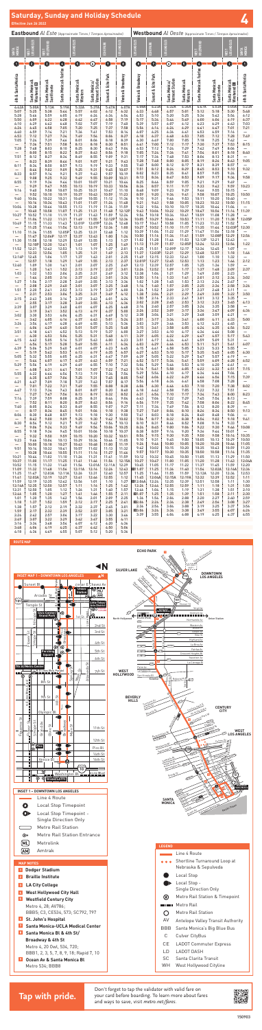# Saturday, Sunday and Holiday Schedule

Effective Jun 26 2022

## Eastbound Al Este (Approximate Times / Tiempos Aproximados)

| SANTA MONICA | WEST LOS ANGELES | WEST HOLLYWOOD | LOS ANGELES | | | | ECHO PARK | LOS ANGELES |
|---|---|---|---|---|---|---|---|---|
| 1 | 2 | 3 | 4 | 5 | 6 | 7 | 8 | 9 |
| 4th & Santa Monica | Santa Monica & Westwood Bl | Santa Monica & San Vicente | Santa Monica & Fairfax | Sunset & Western | Sunset & Vermont Station | Sunset & Echo Park | Vignes & Cesar Chavez | Union Station |
| 4:42A | 5:00A | 5:13A | 5:19A | 5:32A | 5:37A | 5:47A | 5:56A | 6:07A |
| 5:07 | 5:25 | 5:38 | 5:44 | 5:57 | 6:02 | 6:12 | 6:22 | 6:32 |
| 5:34 | 5:53 | 6:06 | 6:12 | 6:26 | 6:31 | 6:41 | 6:51 | 7:02 |
| 5:59 | 6:19 | 6:32 | 6:38 | 6:52 | 6:57 | 7:08 | 7:18 | 7:30 |
| 6:24 | 6:45 | 6:58 | 7:05 | 7:20 | 7:25 | 7:37 | 7:48 | 8:00 |
| 6:49 | 7:11 | 7:25 | 7:32 | 7:48 | 7:54 | 8:06 | 8:18 | 8:30 |
| 7:13 | 7:36 | 7:50 | 7:57 | 8:13 | 8:19 | 8:31 | 8:43 | 8:55 |
| 7:35 | 7:58 | 8:13 | 8:21 | 8:38 | 8:44 | 8:56 | 9:08 | 9:20 |
| 7:56 | 8:20 | 8:35 | 8:43 | 9:00 | 9:06 | 9:18 | 9:31 | 9:43 |
| 8:16 | 8:41 | 8:57 | 9:05 | 9:22 | 9:28 | 9:41 | 9:54 | 10:06 |
| 8:36 | 9:02 | 9:19 | 9:27 | 9:44 | 9:50 | 10:03 | 10:16 | 10:29 |
| 8:56 | 9:23 | 9:40 | 9:49 | 10:07 | 10:13 | 10:26 | 10:39 | 10:52 |
| 9:16 | 9:44 | 10:01 | 10:10 | 10:28 | 10:34 | 10:48 | 11:01 | 11:14 |
| 9:36 | 10:04 | 10:21 | 10:30 | 10:49 | 10:55 | 11:09 | 11:22 | 11:35 |
| 9:56 | 10:24 | 10:41 | 10:51 | 11:10 | 11:16 | 11:30 | 11:43 | 11:56 |
| 10:15 | 10:44 | 11:02 | 11:12 | 11:31 | 11:37 | 11:51 | 12:04P | 12:17P |
| 10:35 | 11:04 | 11:22 | 11:32 | 11:51 | 11:57 | 12:11P | 12:24 | 12:37 |
| 10:55 | 11:24 | 11:42 | 11:52 | 12:11P | 12:17P | 12:31 | 12:44 | 12:57 |
| 11:15 | 11:44 | 12:02P | 12:12P | 12:31 | 12:37 | 12:51 | 1:04 | 1:17 |
| 11:35 | 12:04P | 12:22 | 12:32 | 12:51 | 12:57 | 1:11 | 1:24 | 1:37 |
| 11:55 | 12:24 | 12:42 | 12:52 | 1:11 | 1:17 | 1:31 | 1:44 | 1:57 |
| 12:15P | 12:44 | 1:02 | 1:12 | 1:31 | 1:37 | 1:51 | 2:04 | 2:17 |
| 12:35 | 1:04 | 1:22 | 1:32 | 1:51 | 1:57 | 2:11 | 2:24 | 2:37 |
| 12:55 | 1:24 | 1:42 | 1:52 | 2:11 | 2:17 | 2:31 | 2:44 | 2:57 |
| 1:15 | 1:44 | 2:02 | 2:12 | 2:31 | 2:37 | 2:51 | 3:04 | 3:17 |
| 1:35 | 2:04 | 2:22 | 2:32 | 2:51 | 2:57 | 3:11 | 3:24 | 3:37 |
| 1:55 | 2:24 | 2:42 | 2:52 | 3:11 | 3:17 | 3:31 | 3:44 | 3:57 |
| 2:15 | 2:44 | 3:02 | 3:12 | 3:31 | 3:37 | 3:51 | 4:04 | 4:17 |
| 2:35 | 3:04 | 3:22 | 3:32 | 3:51 | 3:57 | 4:11 | 4:24 | 4:37 |
| 2:55 | 3:24 | 3:42 | 3:52 | 4:11 | 4:17 | 4:31 | 4:44 | 4:57 |
| 3:15 | 3:44 | 4:02 | 4:12 | 4:31 | 4:37 | 4:51 | 5:04 | 5:17 |
| 3:35 | 4:04 | 4:22 | 4:32 | 4:51 | 4:57 | 5:11 | 5:24 | 5:37 |
| 3:55 | 4:24 | 4:42 | 4:52 | 5:11 | 5:17 | 5:31 | 5:44 | 5:57 |
| 4:15 | 4:44 | 5:02 | 5:12 | 5:31 | 5:37 | 5:51 | 6:04 | 6:17 |
| 4:35 | 5:04 | 5:22 | 5:32 | 5:51 | 5:57 | 6:11 | 6:24 | 6:37 |
| 4:55 | 5:24 | 5:42 | 5:52 | 6:11 | 6:17 | 6:31 | 6:44 | 6:57 |
| 5:15 | 5:44 | 6:02 | 6:12 | 6:31 | 6:37 | 6:51 | 7:04 | 7:17 |
| 5:35 | 6:04 | 6:22 | 6:32 | 6:51 | 6:57 | 7:11 | 7:24 | 7:37 |
| 5:55 | 6:24 | 6:42 | 6:52 | 7:11 | 7:17 | 7:31 | 7:44 | 7:56 |
| 6:15 | 6:44 | 7:02 | 7:12 | 7:30 | 7:36 | 7:50 | 8:03 | 8:15 |
| 6:38 | 7:06 | 7:24 | 7:34 | 7:52 | 7:58 | 8:12 | 8:24 | 8:36 |
| 7:01 | 7:28 | 7:46 | 7:55 | 8:13 | 8:19 | 8:32 | 8:44 | 8:56 |
| 7:25 | 7:52 | 8:09 | 8:18 | 8:35 | 8:41 | 8:54 | 9:06 | 9:18 |
| 7:50 | 8:16 | 8:33 | 8:41 | 8:58 | 9:04 | 9:16 | 9:28 | 9:40 |
| 8:15 | 8:41 | 8:57 | 9:05 | 9:22 | 9:28 | 9:40 | 9:52 | 10:03 |
| 8:42 | 9:07 | 9:22 | 9:30 | 9:46 | 9:52 | 10:04 | 10:15 | 10:26 |
| 9:12 | 9:36 | 9:50 | 9:58 | 10:13 | 10:19 | 10:30 | 10:41 | 10:52 |
| 9:43 | 10:06 | 10:20 | 10:27 | 10:42 | 10:47 | 10:58 | 11:08 | 11:18 |
| 10:15 | 10:37 | 10:50 | 10:57 | 11:11 | 11:16 | 11:26 | 11:36 | 11:46 |
| 10:48 | 11:09 | 11:22 | 11:28 | 11:42 | 11:47 | 11:57 | 12:06A | 12:16A |
| 11:23 | 11:43 | 11:55 | 12:01A | 12:14A | 12:19A | 12:28A | 12:37 | 12:46 |
| 11:59 | 12:18A | 12:30A | 12:36 | 12:48 | 12:53 | 1:02 | 1:10 | 1:19 |
| 12:36A | 12:55 | 1:06 | 1:12 | 1:24 | 1:29 | 1:37 | 1:45 | 1:53 |
| 1:15 | 1:33 | 1:44 | 1:50 | 2:02 | 2:06 | 2:14 | 2:22 | 2:30 |
| 1:55 | 2:13 | 2:24 | 2:30 | 2:41 | 2:45 | 2:53 | 3:01 | 3:09 |
| 2:35 | 2:53 | 3:04 | 3:10 | 3:21 | 3:25 | 3:33 | 3:41 | 3:49 |
| 3:15 | 3:33 | 3:44 | 3:50 | 4:01 | 4:05 | 4:13 | 4:21 | 4:29 |
| 3:55 | 4:13 | 4:24 | 4:30 | 4:41 | 4:45 | 4:53 | 5:01 | 5:09 |
| 4:35 | 4:53 | 5:04 | 5:10 | 5:21 | 5:25 | 5:33 | 5:41 | 5:49 |

## Westbound Al Oeste (Approximate Times / Tiempos Aproximados)

| LOS ANGELES | ECHO PARK | LOS ANGELES | | | WEST HOLLYWOOD | WEST LOS ANGELES | | SANTA MONICA |
|---|---|---|---|---|---|---|---|---|
| 9 | 8 | 7 | 6 | 5 | 4 | 3 | 2 | 1 |
| Union Station | Vignes & Cesar Chavez | Sunset & Echo Park | Sunset & Vermont Station | Sunset & Western | Santa Monica & Fairfax | Santa Monica & San Vicente | Santa Monica & Westwood Bl | 4th & Santa Monica |
| 4:56A | 5:02A | 5:12A | 5:20A | 5:24A | 5:37A | 5:43A | 5:56A | 6:14A |
| 5:21 | 5:27 | 5:37 | 5:45 | 5:49 | 6:02 | 6:08 | 6:22 | 6:40 |
| 5:46 | 5:52 | 6:02 | 6:10 | 6:14 | 6:28 | 6:34 | 6:48 | 7:07 |
| 6:10 | 6:16 | 6:27 | 6:35 | 6:40 | 6:54 | 7:01 | 7:15 | 7:35 |
| 6:34 | 6:41 | 6:52 | 7:01 | 7:06 | 7:21 | 7:28 | 7:43 | 8:04 |
| 6:58 | 7:05 | 7:17 | 7:26 | 7:31 | 7:47 | 7:54 | 8:10 | 8:32 |
| 7:21 | 7:28 | 7:40 | 7:50 | 7:55 | 8:11 | 8:19 | 8:35 | 8:58 |
| 7:43 | 7:50 | 8:03 | 8:13 | 8:18 | 8:35 | 8:43 | 9:00 | 9:24 |
| 8:04 | 8:11 | 8:24 | 8:35 | 8:40 | 8:58 | 9:06 | 9:24 | 9:48 |
| 8:24 | 8:32 | 8:45 | 8:56 | 9:02 | 9:20 | 9:29 | 9:47 | 10:12 |
| 8:44 | 8:52 | 9:06 | 9:17 | 9:23 | 9:42 | 9:51 | 10:10 | 10:35 |
| 9:04 | 9:12 | 9:26 | 9:38 | 9:44 | 10:03 | 10:13 | 10:32 | 10:58 |
| 9:24 | 9:32 | 9:47 | 9:59 | 10:05 | 10:24 | 10:34 | 10:53 | 11:20 |
| 9:44 | 9:52 | 10:07 | 10:19 | 10:25 | 10:45 | 10:55 | 11:14 | 11:41 |
| 10:03 | 10:11 | 10:26 | 10:38 | 10:45 | 11:05 | 11:15 | 11:35 | 12:02P |
| 10:23 | 10:31 | 10:46 | 10:58 | 11:05 | 11:25 | 11:35 | 11:55 | 12:22 |
| 10:43 | 10:51 | 11:06 | 11:18 | 11:25 | 11:45 | 11:55 | 12:15P | 12:42 |
| 11:03 | 11:11 | 11:26 | 11:38 | 11:45 | 12:05P | 12:15P | 12:35 | 1:02 |
| 11:23 | 11:31 | 11:46 | 11:58 | 12:05P | 12:25 | 12:35 | 12:55 | 1:22 |
| 11:43 | 11:51 | 12:06P | 12:18P | 12:25 | 12:45 | 12:55 | 1:15 | 1:42 |
| 12:03P | 12:11P | 12:26 | 12:38 | 12:45 | 1:05 | 1:15 | 1:35 | 2:02 |
| 12:23 | 12:31 | 12:46 | 12:58 | 1:05 | 1:25 | 1:35 | 1:55 | 2:22 |
| 12:43 | 12:51 | 1:06 | 1:18 | 1:25 | 1:45 | 1:55 | 2:15 | 2:42 |
| 1:03 | 1:11 | 1:26 | 1:38 | 1:45 | 2:05 | 2:15 | 2:35 | 3:02 |
| 1:23 | 1:31 | 1:46 | 1:58 | 2:05 | 2:25 | 2:35 | 2:55 | 3:22 |
| 1:43 | 1:51 | 2:06 | 2:18 | 2:25 | 2:45 | 2:55 | 3:15 | 3:42 |
| 2:03 | 2:11 | 2:26 | 2:38 | 2:45 | 3:05 | 3:15 | 3:35 | 4:02 |
| 2:23 | 2:31 | 2:46 | 2:58 | 3:05 | 3:25 | 3:35 | 3:55 | 4:22 |
| 2:43 | 2:51 | 3:06 | 3:18 | 3:25 | 3:45 | 3:55 | 4:15 | 4:42 |
| 3:03 | 3:11 | 3:26 | 3:38 | 3:45 | 4:05 | 4:15 | 4:35 | 5:02 |
| 3:23 | 3:31 | 3:46 | 3:58 | 4:05 | 4:25 | 4:35 | 4:55 | 5:22 |
| 3:43 | 3:51 | 4:06 | 4:18 | 4:25 | 4:45 | 4:55 | 5:15 | 5:42 |
| 4:03 | 4:11 | 4:26 | 4:38 | 4:45 | 5:05 | 5:15 | 5:35 | 6:02 |
| 4:23 | 4:31 | 4:46 | 4:58 | 5:05 | 5:25 | 5:35 | 5:55 | 6:22 |
| 4:43 | 4:51 | 5:06 | 5:18 | 5:25 | 5:45 | 5:55 | 6:15 | 6:42 |
| 5:03 | 5:11 | 5:26 | 5:38 | 5:45 | 6:05 | 6:15 | 6:35 | 7:02 |
| 5:23 | 5:31 | 5:46 | 5:58 | 6:05 | 6:25 | 6:35 | 6:54 | 7:21 |
| 5:43 | 5:51 | 6:06 | 6:18 | 6:25 | 6:44 | 6:54 | 7:13 | 7:40 |
| 6:03 | 6:11 | 6:26 | 6:38 | 6:44 | 7:03 | 7:13 | 7:32 | 7:58 |
| 6:25 | 6:33 | 6:47 | 6:59 | 7:05 | 7:24 | 7:33 | 7:52 | 8:18 |
| 6:48 | 6:56 | 7:10 | 7:21 | 7:27 | 7:45 | 7:54 | 8:12 | 8:37 |
| 7:13 | 7:21 | 7:34 | 7:45 | 7:50 | 8:08 | 8:16 | 8:33 | 8:57 |
| 7:39 | 7:46 | 7:59 | 8:09 | 8:14 | 8:31 | 8:39 | 8:55 | 9:18 |
| 8:06 | 8:13 | 8:25 | 8:35 | 8:40 | 8:56 | 9:03 | 9:18 | 9:40 |
| 8:34 | 8:41 | 8:53 | 9:02 | 9:07 | 9:22 | 9:29 | 9:43 | 10:04 |
| 9:04 | 9:11 | 9:22 | 9:31 | 9:35 | 9:49 | 9:55 | 10:08 | 10:28 |
| 9:36 | 9:43 | 9:53 | 10:01 | 10:05 | 10:18 | 10:24 | 10:36 | 10:55 |
| 10:09 | 10:15 | 10:25 | 10:32 | 10:36 | 10:48 | 10:53 | 11:05 | 11:23 |
| 10:44 | 10:50 | 10:59 | 11:06 | 11:09 | 11:20 | 11:25 | 11:36 | 11:53 |
| 11:20 | 11:26 | 11:34 | 11:41 | 11:44 | 11:54 | 11:59 | 12:09A | 12:25A |
| 11:58 | 12:04A | 12:12A | 12:18A | 12:21A | 12:31A | 12:35A | 12:45 | 1:00 |
| 12:36A | 12:42 | 12:50 | 12:56 | 12:59 | 1:08 | 1:12 | 1:21 | 1:35 |
| 1:15 | 1:21 | 1:29 | 1:35 | 1:38 | 1:47 | 1:51 | 2:00 | 2:14 |
| 1:55 | 2:01 | 2:09 | 2:15 | 2:18 | 2:27 | 2:31 | 2:40 | 2:54 |
| 2:35 | 2:41 | 2:49 | 2:55 | 2:58 | 3:07 | 3:11 | 3:20 | 3:34 |
| 3:15 | 3:21 | 3:29 | 3:35 | 3:38 | 3:47 | 3:51 | 4:00 | 4:14 |
| 3:55 | 4:01 | 4:09 | 4:15 | 4:18 | 4:27 | 4:31 | 4:40 | 4:54 |

## ROUTE MAP

INSET MAP 1 — DOWNTOWN LOS ANGELES

INSET 1 — DOWNTOWN LOS ANGELES

- Line 4 Route
- Local Stop Timepoint
- Local Stop Timepoint - Single Direction Only
- Metro Rail Station
- Metro Rail Station Entrance
- ML Metrolink
- AM Amtrak

### MAP NOTES

1. Dodger Stadium
2. Braille Institute
3. LA City College
4. West Hollywood City Hall
5. Westfield Century City
   Metro 4, 28; AV786;
   BBB5; C3, CE534, 573; SC792, 797
6. St. John's Hospital
7. Santa Monica-UCLA Medical Center
8. Santa Monica Bl & 4th St/Broadway & 4th St
   Metro 4, 20 Owl, 534, 720;
   BBB1, 2, 3, 5, 7, 8, 9, 18; Rapid 7, 10
9. Ocean Av & Santa Monica Bl
   Metro 534; BBB8

### LEGEND

- Line 4 Route
- Shortline Turnaround Loop at Nebraska & Sepulveda
- Local Stop
- Local Stop - Single Direction Only
- Metro Rail Station & Timepoint
- Metro Rail
- Metro Rail Station
- AV Antelope Valley Transit Authority
- BBB Santa Monica's Big Blue Bus
- C Culver CityBus
- CE LADOT Commuter Express
- LD LADOT DASH
- SC Santa Clarita Transit
- WH West Hollywood Cityline

## Tap with pride.

Don't forget to tap the validator with valid fare on your card before boarding. To learn more about fares and ways to save, visit metro.net/fares.

150903